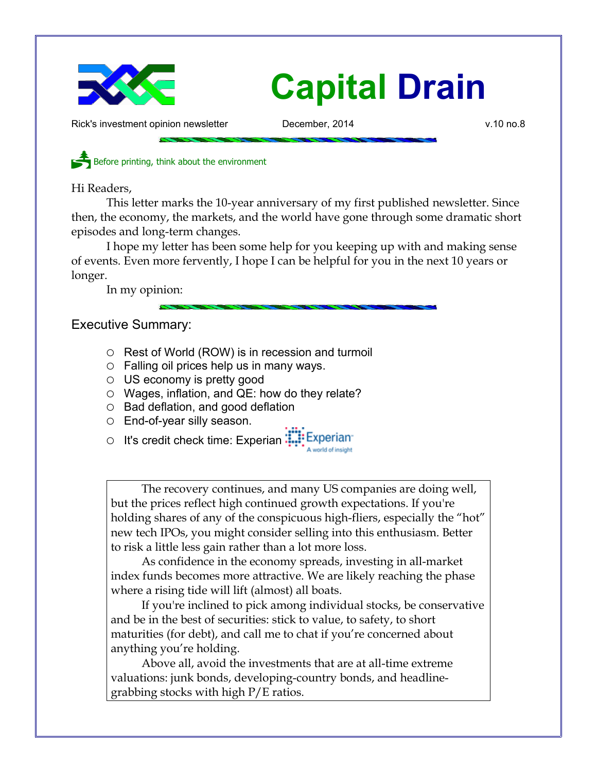# Capital Drain

Rick's investment opinion newsletter December, 2014 v.10 no.8

Before printing, think about the environment

Hi Readers,

This letter marks the 10-year anniversary of my first published newsletter. Since then, the economy, the markets, and the world have gone through some dramatic short episodes and long-term changes.

I hope my letter has been some help for you keeping up with and making sense of events. Even more fervently, I hope I can be helpful for you in the next 10 years or longer.

In my opinion:

## Executive Summary:

- Rest of World (ROW) is in recession and turmoil
- Falling oil prices help us in many ways.
- US economy is pretty good
- Wages, inflation, and QE: how do they relate?
- Bad deflation, and good deflation
- End-of-year silly season.
- It's credit check time: Experian

The recovery continues, and many US companies are doing well, but the prices reflect high continued growth expectations. If you're holding shares of any of the conspicuous high-fliers, especially the "hot" new tech IPOs, you might consider selling into this enthusiasm. Better to risk a little less gain rather than a lot more loss.

As confidence in the economy spreads, investing in all-market index funds becomes more attractive. We are likely reaching the phase where a rising tide will lift (almost) all boats.

If you're inclined to pick among individual stocks, be conservative and be in the best of securities: stick to value, to safety, to short maturities (for debt), and call me to chat if you're concerned about anything you're holding.

Above all, avoid the investments that are at all-time extreme valuations: junk bonds, developing-country bonds, and headline-grabbing stocks with high P/E ratios.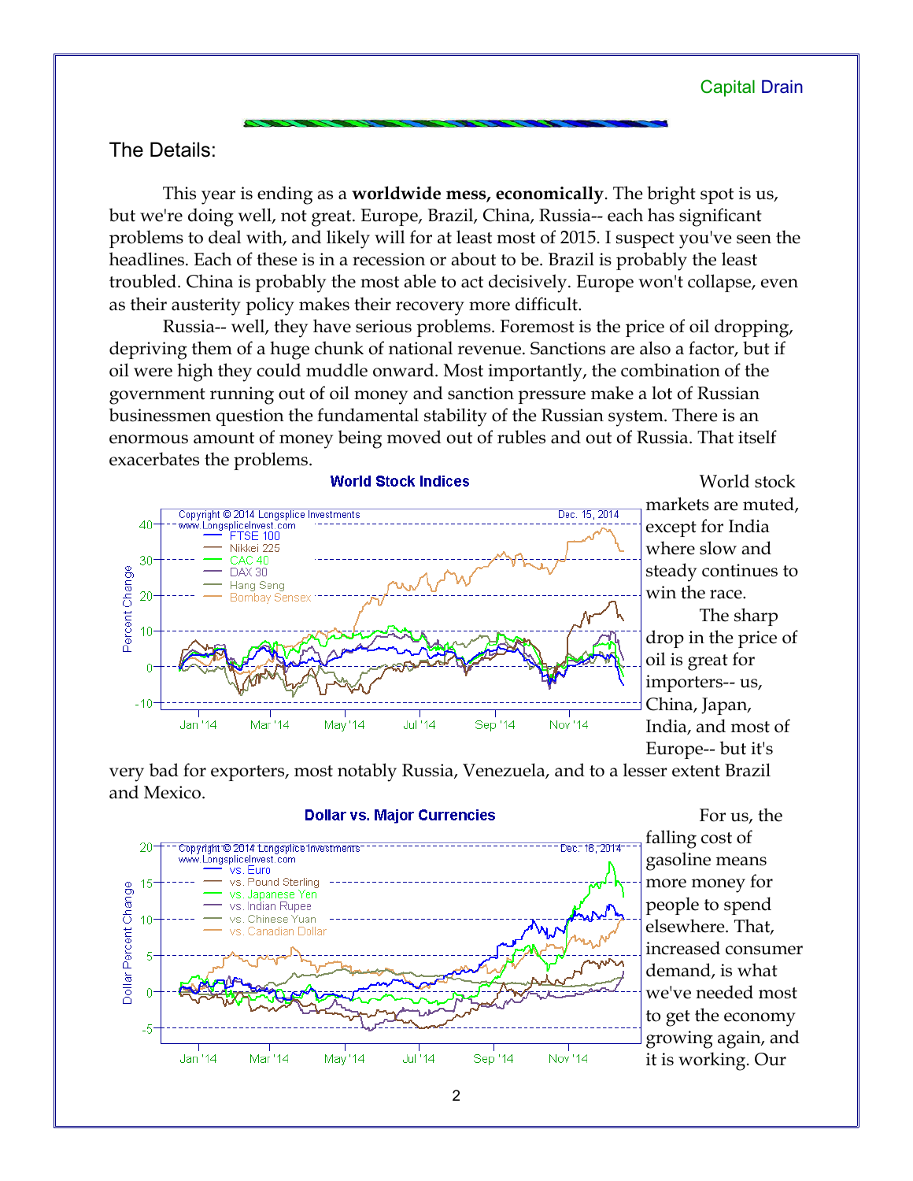## The Details:

This year is ending as a **worldwide mess, economically**. The bright spot is us, but we're doing well, not great. Europe, Brazil, China, Russia-- each has significant problems to deal with, and likely will for at least most of 2015. I suspect you've seen the headlines. Each of these is in a recession or about to be. Brazil is probably the least troubled. China is probably the most able to act decisively. Europe won't collapse, even as their austerity policy makes their recovery more difficult.

Russia-- well, they have serious problems. Foremost is the price of oil dropping, depriving them of a huge chunk of national revenue. Sanctions are also a factor, but if oil were high they could muddle onward. Most importantly, the combination of the government running out of oil money and sanction pressure make a lot of Russian businessmen question the fundamental stability of the Russian system. There is an enormous amount of money being moved out of rubles and out of Russia. That itself exacerbates the problems.

**World Stock Indices**

World stock markets are muted, except for India where slow and steady continues to win the race.

The sharp drop in the price of oil is great for importers-- us, China, Japan, India, and most of Europe-- but it's very bad for exporters, most notably Russia, Venezuela, and to a lesser extent Brazil and Mexico.

**Dollar vs. Major Currencies**

For us, the falling cost of gasoline means more money for people to spend elsewhere. That, increased consumer demand, is what we've needed most to get the economy growing again, and it is working. Our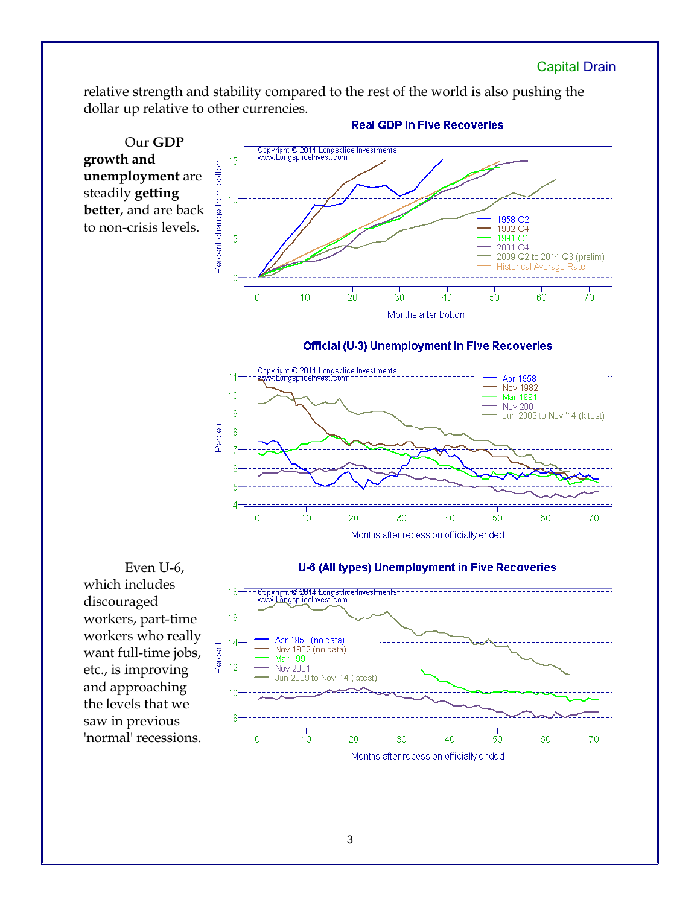relative strength and stability compared to the rest of the world is also pushing the dollar up relative to other currencies.

Our **GDP growth and unemployment** are steadily **getting better**, and are back to non-crisis levels.

**Real GDP in Five Recoveries**

Even U-6, which includes discouraged workers, part-time workers who really want full-time jobs, etc., is improving and approaching the levels that we saw in previous 'normal' recessions.

**Official (U-3) Unemployment in Five Recoveries**

**U-6 (All types) Unemployment in Five Recoveries**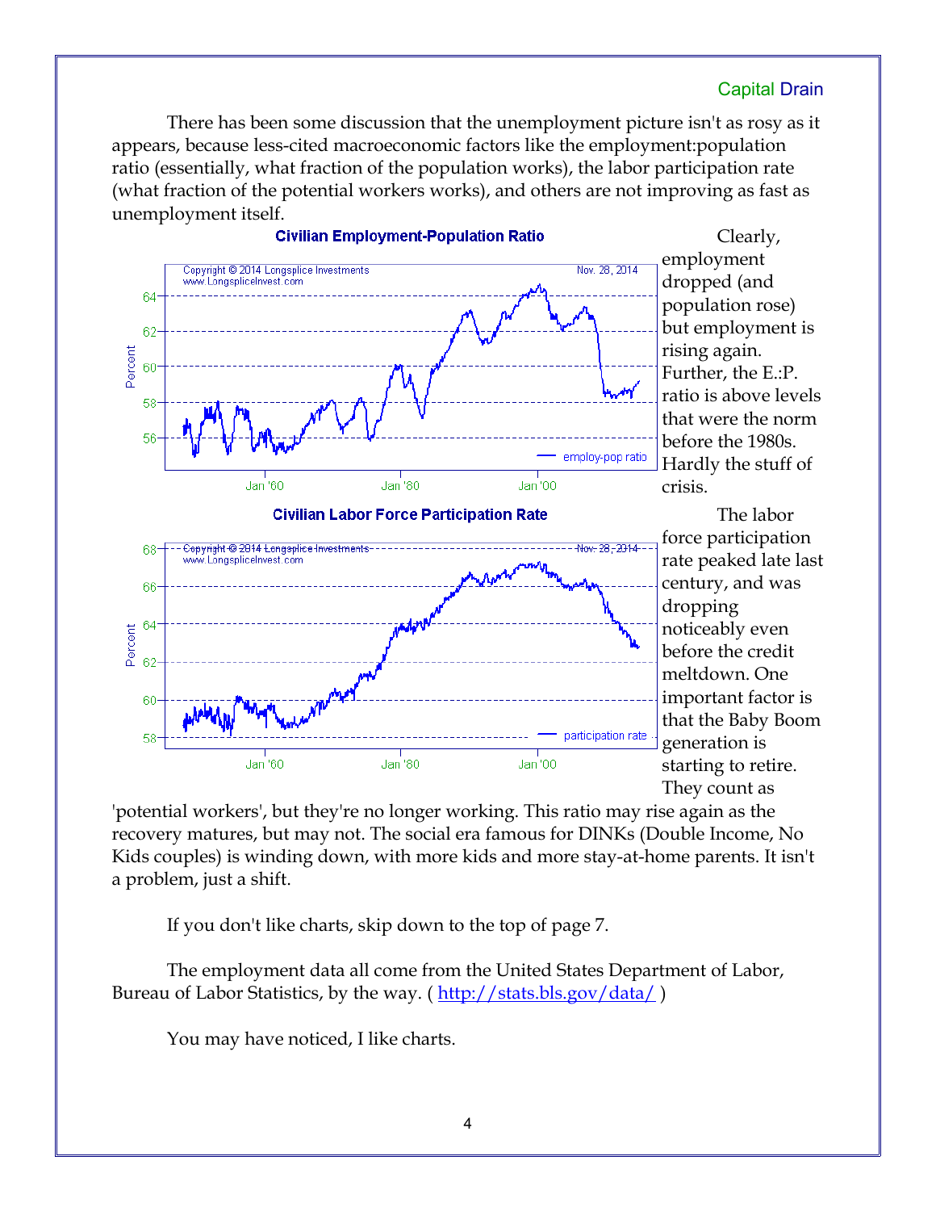There has been some discussion that the unemployment picture isn't as rosy as it appears, because less-cited macroeconomic factors like the employment:population ratio (essentially, what fraction of the population works), the labor participation rate (what fraction of the potential workers works), and others are not improving as fast as unemployment itself.

**Civilian Employment-Population Ratio**

Clearly, employment dropped (and population rose) but employment is rising again. Further, the E.:P. ratio is above levels that were the norm before the 1980s. Hardly the stuff of crisis.

**Civilian Labor Force Participation Rate**

The labor force participation rate peaked late last century, and was dropping noticeably even before the credit meltdown. One important factor is that the Baby Boom generation is starting to retire. They count as 'potential workers', but they're no longer working. This ratio may rise again as the recovery matures, but may not. The social era famous for DINKs (Double Income, No Kids couples) is winding down, with more kids and more stay-at-home parents. It isn't a problem, just a shift.

If you don't like charts, skip down to the top of page 7.

The employment data all come from the United States Department of Labor, Bureau of Labor Statistics, by the way. ( http://stats.bls.gov/data/ )

You may have noticed, I like charts.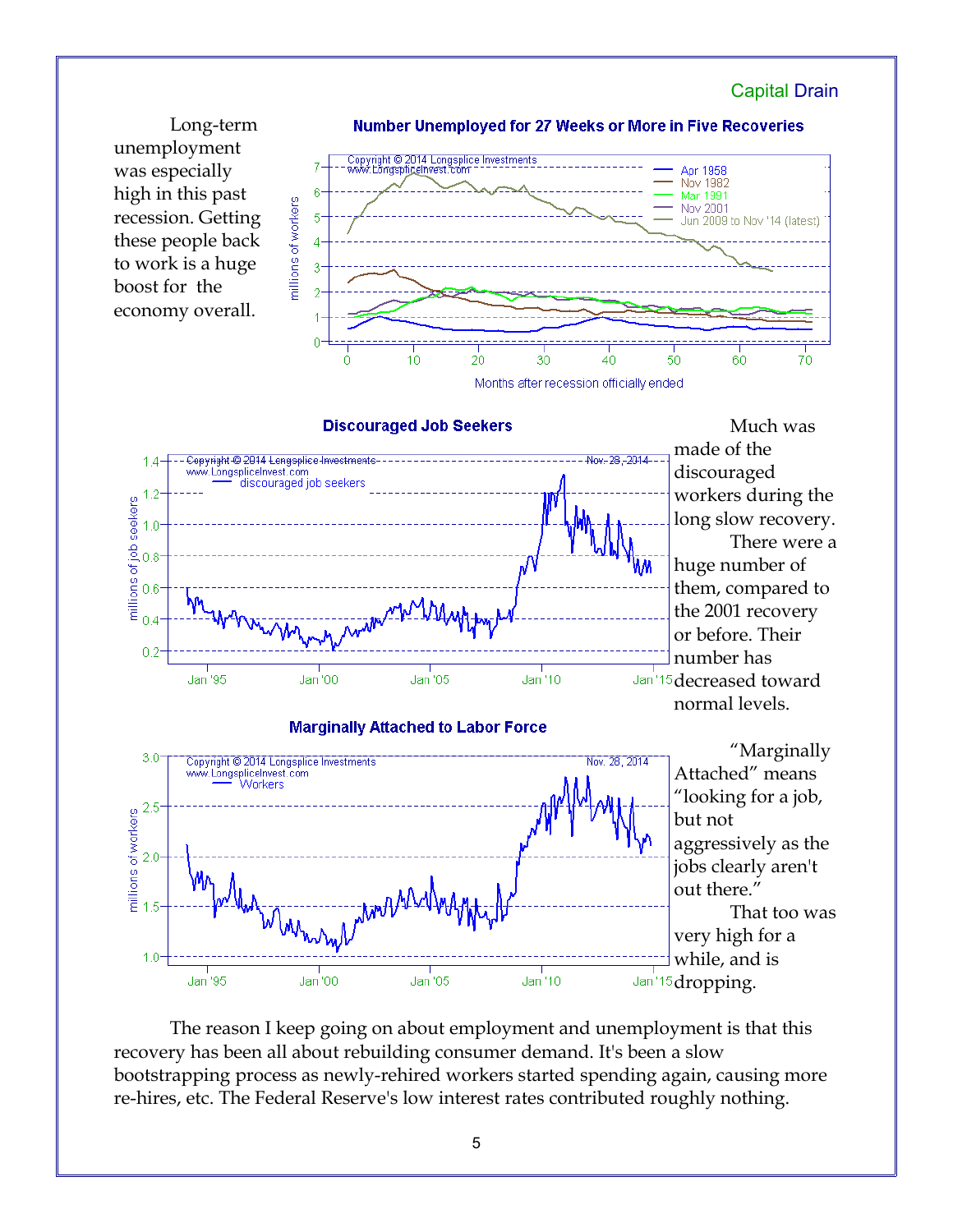Long-term unemployment was especially high in this past recession. Getting these people back to work is a huge boost for the economy overall.

**Number Unemployed for 27 Weeks or More in Five Recoveries**

Much was made of the discouraged workers during the long slow recovery.

There were a huge number of them, compared to the 2001 recovery or before. Their number has decreased toward normal levels.

**Discouraged Job Seekers**

**Marginally Attached to Labor Force**

"Marginally Attached" means "looking for a job, but not aggressively as the jobs clearly aren't out there."

That too was very high for a while, and is dropping.

The reason I keep going on about employment and unemployment is that this recovery has been all about rebuilding consumer demand. It's been a slow bootstrapping process as newly-rehired workers started spending again, causing more re-hires, etc. The Federal Reserve's low interest rates contributed roughly nothing.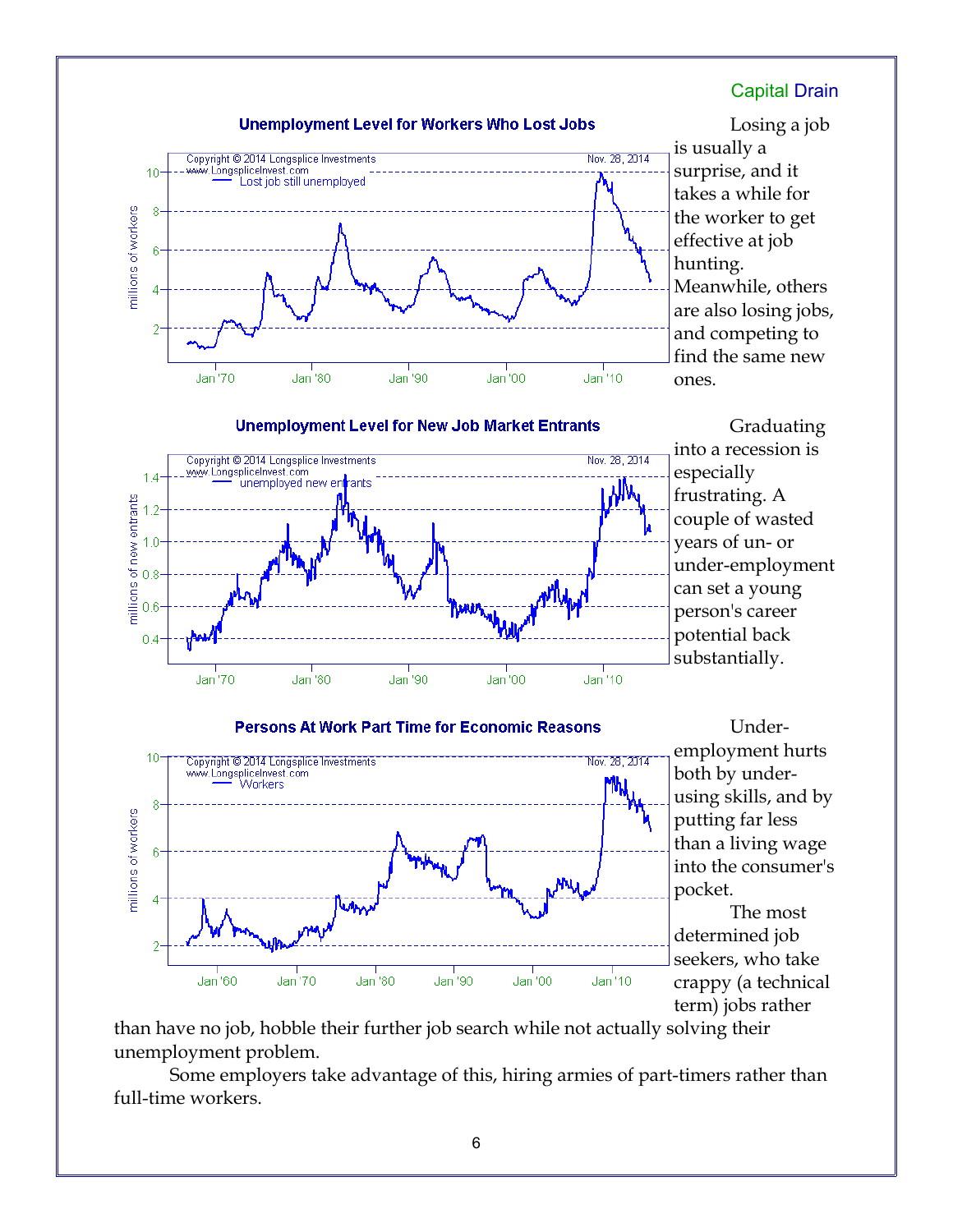Losing a job is usually a surprise, and it takes a while for the worker to get effective at job hunting. Meanwhile, others are also losing jobs, and competing to find the same new ones.

Graduating into a recession is especially frustrating. A couple of wasted years of un- or under-employment can set a young person's career potential back substantially.

Under-employment hurts both by under-using skills, and by putting far less than a living wage into the consumer's pocket.

The most determined job seekers, who take crappy (a technical term) jobs rather than have no job, hobble their further job search while not actually solving their unemployment problem.

Some employers take advantage of this, hiring armies of part-timers rather than full-time workers.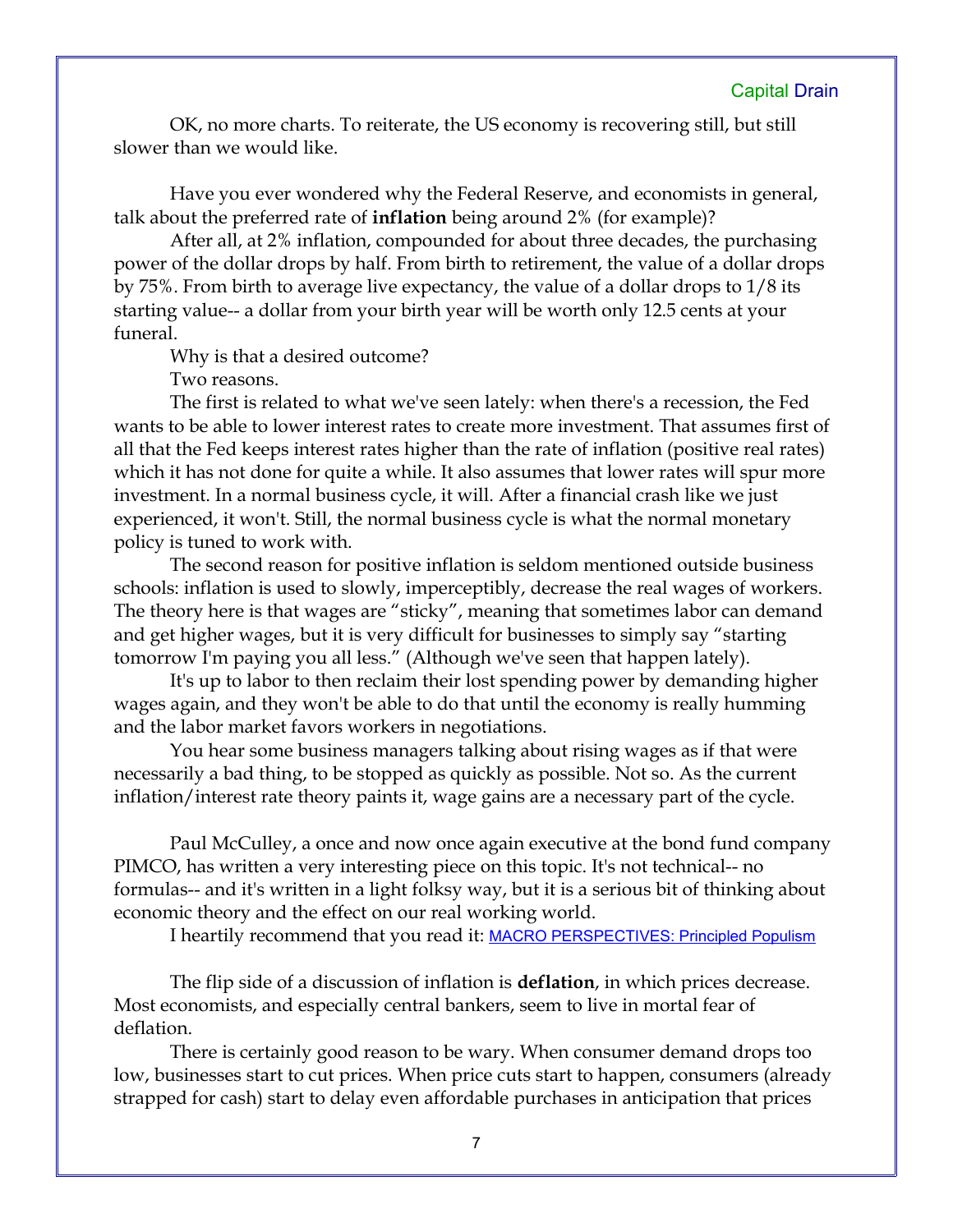OK, no more charts. To reiterate, the US economy is recovering still, but still slower than we would like.

Have you ever wondered why the Federal Reserve, and economists in general, talk about the preferred rate of **inflation** being around 2% (for example)?

After all, at 2% inflation, compounded for about three decades, the purchasing power of the dollar drops by half. From birth to retirement, the value of a dollar drops by 75%. From birth to average live expectancy, the value of a dollar drops to 1/8 its starting value-- a dollar from your birth year will be worth only 12.5 cents at your funeral.

Why is that a desired outcome?

Two reasons.

The first is related to what we've seen lately: when there's a recession, the Fed wants to be able to lower interest rates to create more investment. That assumes first of all that the Fed keeps interest rates higher than the rate of inflation (positive real rates) which it has not done for quite a while. It also assumes that lower rates will spur more investment. In a normal business cycle, it will. After a financial crash like we just experienced, it won't. Still, the normal business cycle is what the normal monetary policy is tuned to work with.

The second reason for positive inflation is seldom mentioned outside business schools: inflation is used to slowly, imperceptibly, decrease the real wages of workers. The theory here is that wages are "sticky", meaning that sometimes labor can demand and get higher wages, but it is very difficult for businesses to simply say "starting tomorrow I'm paying you all less." (Although we've seen that happen lately).

It's up to labor to then reclaim their lost spending power by demanding higher wages again, and they won't be able to do that until the economy is really humming and the labor market favors workers in negotiations.

You hear some business managers talking about rising wages as if that were necessarily a bad thing, to be stopped as quickly as possible. Not so. As the current inflation/interest rate theory paints it, wage gains are a necessary part of the cycle.

Paul McCulley, a once and now once again executive at the bond fund company PIMCO, has written a very interesting piece on this topic. It's not technical-- no formulas-- and it's written in a light folksy way, but it is a serious bit of thinking about economic theory and the effect on our real working world.

I heartily recommend that you read it: MACRO PERSPECTIVES: Principled Populism

The flip side of a discussion of inflation is **deflation**, in which prices decrease. Most economists, and especially central bankers, seem to live in mortal fear of deflation.

There is certainly good reason to be wary. When consumer demand drops too low, businesses start to cut prices. When price cuts start to happen, consumers (already strapped for cash) start to delay even affordable purchases in anticipation that prices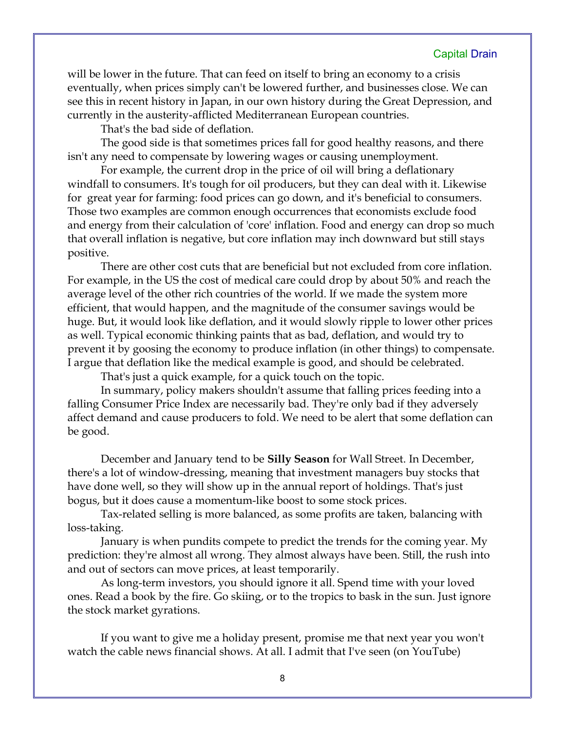will be lower in the future. That can feed on itself to bring an economy to a crisis eventually, when prices simply can't be lowered further, and businesses close. We can see this in recent history in Japan, in our own history during the Great Depression, and currently in the austerity-afflicted Mediterranean European countries.

That's the bad side of deflation.

The good side is that sometimes prices fall for good healthy reasons, and there isn't any need to compensate by lowering wages or causing unemployment.

For example, the current drop in the price of oil will bring a deflationary windfall to consumers. It's tough for oil producers, but they can deal with it. Likewise for great year for farming: food prices can go down, and it's beneficial to consumers. Those two examples are common enough occurrences that economists exclude food and energy from their calculation of 'core' inflation. Food and energy can drop so much that overall inflation is negative, but core inflation may inch downward but still stays positive.

There are other cost cuts that are beneficial but not excluded from core inflation. For example, in the US the cost of medical care could drop by about 50% and reach the average level of the other rich countries of the world. If we made the system more efficient, that would happen, and the magnitude of the consumer savings would be huge. But, it would look like deflation, and it would slowly ripple to lower other prices as well. Typical economic thinking paints that as bad, deflation, and would try to prevent it by goosing the economy to produce inflation (in other things) to compensate. I argue that deflation like the medical example is good, and should be celebrated.

That's just a quick example, for a quick touch on the topic.

In summary, policy makers shouldn't assume that falling prices feeding into a falling Consumer Price Index are necessarily bad. They're only bad if they adversely affect demand and cause producers to fold. We need to be alert that some deflation can be good.

December and January tend to be **Silly Season** for Wall Street. In December, there's a lot of window-dressing, meaning that investment managers buy stocks that have done well, so they will show up in the annual report of holdings. That's just bogus, but it does cause a momentum-like boost to some stock prices.

Tax-related selling is more balanced, as some profits are taken, balancing with loss-taking.

January is when pundits compete to predict the trends for the coming year. My prediction: they're almost all wrong. They almost always have been. Still, the rush into and out of sectors can move prices, at least temporarily.

As long-term investors, you should ignore it all. Spend time with your loved ones. Read a book by the fire. Go skiing, or to the tropics to bask in the sun. Just ignore the stock market gyrations.

If you want to give me a holiday present, promise me that next year you won't watch the cable news financial shows. At all. I admit that I've seen (on YouTube)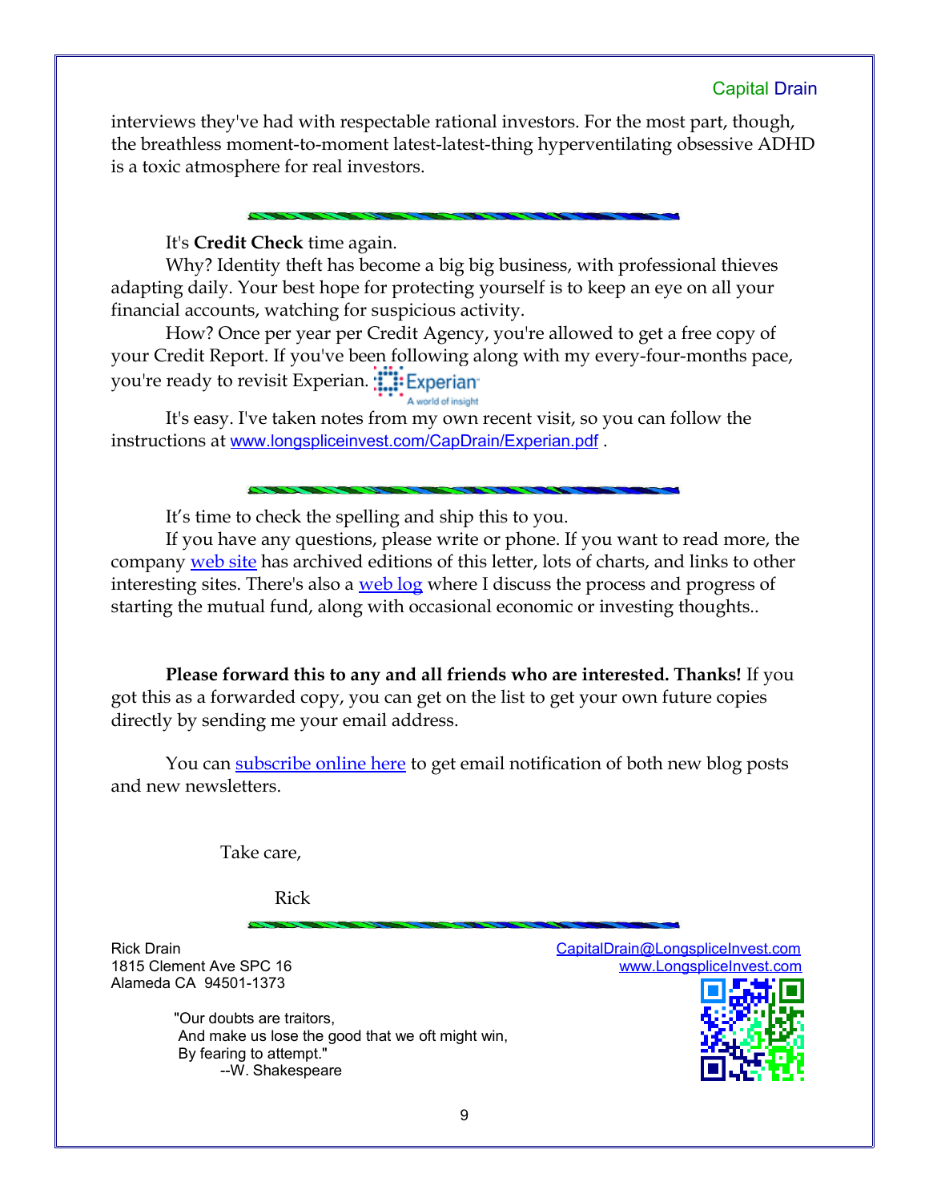interviews they've had with respectable rational investors. For the most part, though, the breathless moment-to-moment latest-latest-thing hyperventilating obsessive ADHD is a toxic atmosphere for real investors.

---

It's **Credit Check** time again.

Why? Identity theft has become a big big business, with professional thieves adapting daily. Your best hope for protecting yourself is to keep an eye on all your financial accounts, watching for suspicious activity.

How? Once per year per Credit Agency, you're allowed to get a free copy of your Credit Report. If you've been following along with my every-four-months pace, you're ready to revisit Experian. Experian A world of insight

It's easy. I've taken notes from my own recent visit, so you can follow the instructions at www.longspliceinvest.com/CapDrain/Experian.pdf .

---

It's time to check the spelling and ship this to you.

If you have any questions, please write or phone. If you want to read more, the company web site has archived editions of this letter, lots of charts, and links to other interesting sites. There's also a web log where I discuss the process and progress of starting the mutual fund, along with occasional economic or investing thoughts..

**Please forward this to any and all friends who are interested. Thanks!** If you got this as a forwarded copy, you can get on the list to get your own future copies directly by sending me your email address.

You can subscribe online here to get email notification of both new blog posts and new newsletters.

Take care,

Rick

---

Rick Drain
1815 Clement Ave SPC 16
Alameda CA 94501-1373

CapitalDrain@LongspliceInvest.com
www.LongspliceInvest.com

"Our doubts are traitors,
And make us lose the good that we oft might win,
By fearing to attempt."
--W. Shakespeare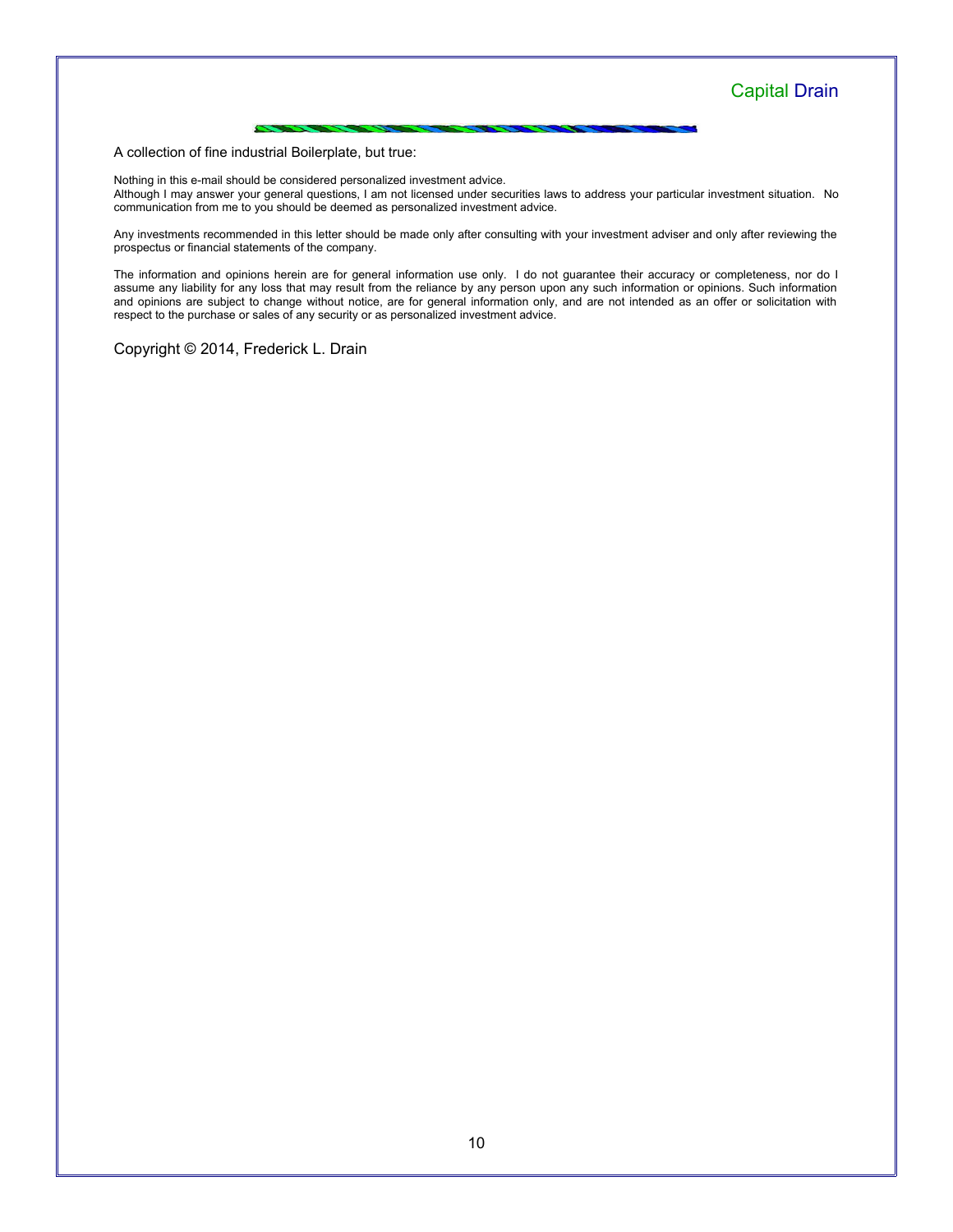A collection of fine industrial Boilerplate, but true:

Nothing in this e-mail should be considered personalized investment advice.
Although I may answer your general questions, I am not licensed under securities laws to address your particular investment situation. No communication from me to you should be deemed as personalized investment advice.

Any investments recommended in this letter should be made only after consulting with your investment adviser and only after reviewing the prospectus or financial statements of the company.

The information and opinions herein are for general information use only. I do not guarantee their accuracy or completeness, nor do I assume any liability for any loss that may result from the reliance by any person upon any such information or opinions. Such information and opinions are subject to change without notice, are for general information only, and are not intended as an offer or solicitation with respect to the purchase or sales of any security or as personalized investment advice.

Copyright © 2014, Frederick L. Drain